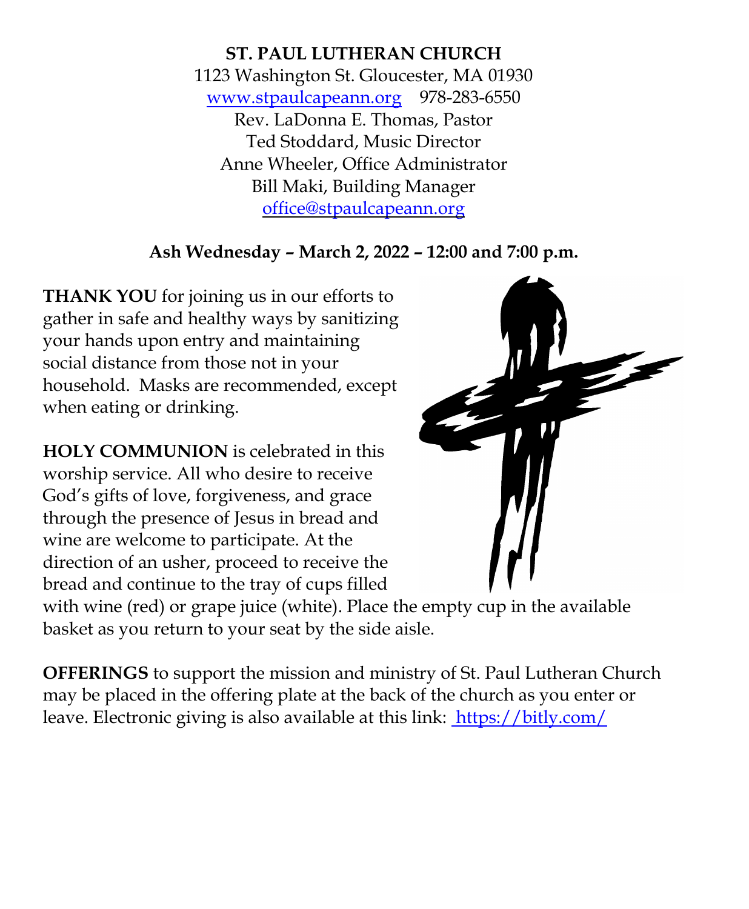**ST. PAUL LUTHERAN CHURCH**
1123 Washington St. Gloucester, MA 01930
www.stpaulcapeann.org 978-283-6550
Rev. LaDonna E. Thomas, Pastor
Ted Stoddard, Music Director
Anne Wheeler, Office Administrator
Bill Maki, Building Manager
office@stpaulcapeann.org

**Ash Wednesday – March 2, 2022 – 12:00 and 7:00 p.m.**

**THANK YOU** for joining us in our efforts to gather in safe and healthy ways by sanitizing your hands upon entry and maintaining social distance from those not in your household. Masks are recommended, except when eating or drinking.

**HOLY COMMUNION** is celebrated in this worship service. All who desire to receive God's gifts of love, forgiveness, and grace through the presence of Jesus in bread and wine are welcome to participate. At the direction of an usher, proceed to receive the bread and continue to the tray of cups filled with wine (red) or grape juice (white). Place the empty cup in the available basket as you return to your seat by the side aisle.

**OFFERINGS** to support the mission and ministry of St. Paul Lutheran Church may be placed in the offering plate at the back of the church as you enter or leave. Electronic giving is also available at this link: https://bitly.com/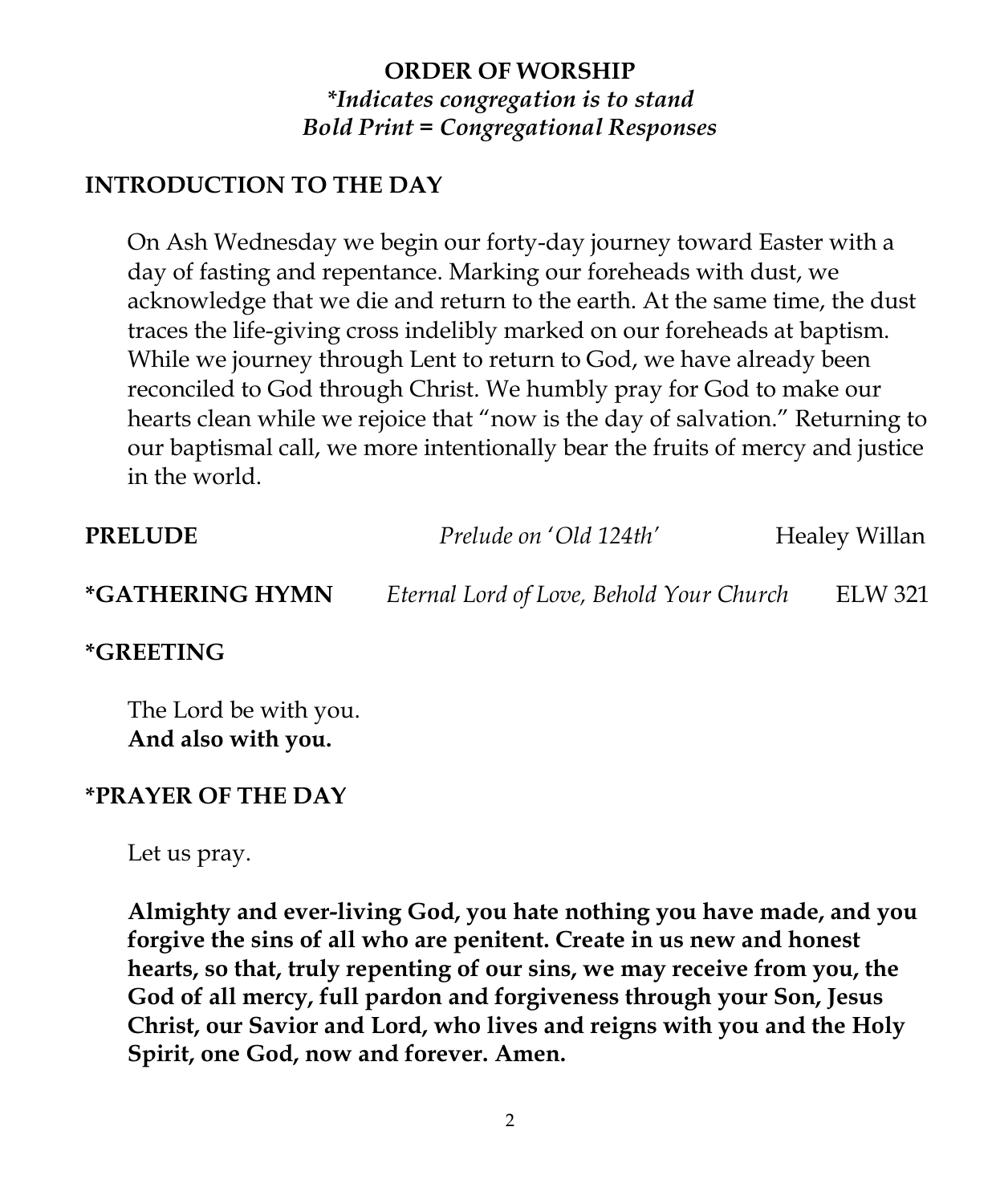# ORDER OF WORSHIP

*\*Indicates congregation is to stand*
*Bold Print = Congregational Responses*

## INTRODUCTION TO THE DAY

On Ash Wednesday we begin our forty-day journey toward Easter with a day of fasting and repentance. Marking our foreheads with dust, we acknowledge that we die and return to the earth. At the same time, the dust traces the life-giving cross indelibly marked on our foreheads at baptism. While we journey through Lent to return to God, we have already been reconciled to God through Christ. We humbly pray for God to make our hearts clean while we rejoice that "now is the day of salvation." Returning to our baptismal call, we more intentionally bear the fruits of mercy and justice in the world.

**PRELUDE** *Prelude on 'Old 124th'* Healey Willan

**\*GATHERING HYMN** *Eternal Lord of Love, Behold Your Church* ELW 321

## \*GREETING

The Lord be with you.
**And also with you.**

## \*PRAYER OF THE DAY

Let us pray.

**Almighty and ever-living God, you hate nothing you have made, and you forgive the sins of all who are penitent. Create in us new and honest hearts, so that, truly repenting of our sins, we may receive from you, the God of all mercy, full pardon and forgiveness through your Son, Jesus Christ, our Savior and Lord, who lives and reigns with you and the Holy Spirit, one God, now and forever. Amen.**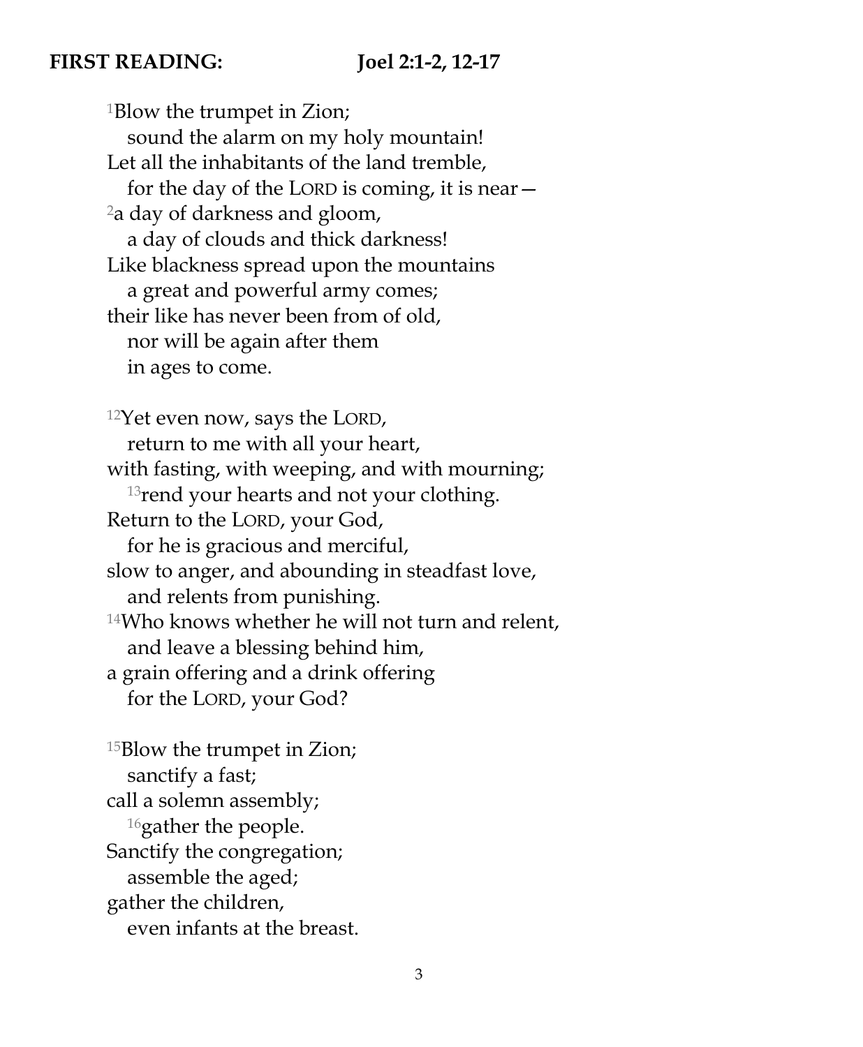**FIRST READING: Joel 2:1-2, 12-17**

[1]Blow the trumpet in Zion;  
  sound the alarm on my holy mountain!  
Let all the inhabitants of the land tremble,  
  for the day of the LORD is coming, it is near—  
[2]a day of darkness and gloom,  
  a day of clouds and thick darkness!  
Like blackness spread upon the mountains  
  a great and powerful army comes;  
their like has never been from of old,  
  nor will be again after them  
  in ages to come.

[12]Yet even now, says the LORD,  
  return to me with all your heart,  
with fasting, with weeping, and with mourning;  
  [13]rend your hearts and not your clothing.  
Return to the LORD, your God,  
  for he is gracious and merciful,  
slow to anger, and abounding in steadfast love,  
  and relents from punishing.  
[14]Who knows whether he will not turn and relent,  
  and leave a blessing behind him,  
a grain offering and a drink offering  
  for the LORD, your God?

[15]Blow the trumpet in Zion;  
  sanctify a fast;  
call a solemn assembly;  
  [16]gather the people.  
Sanctify the congregation;  
  assemble the aged;  
gather the children,  
  even infants at the breast.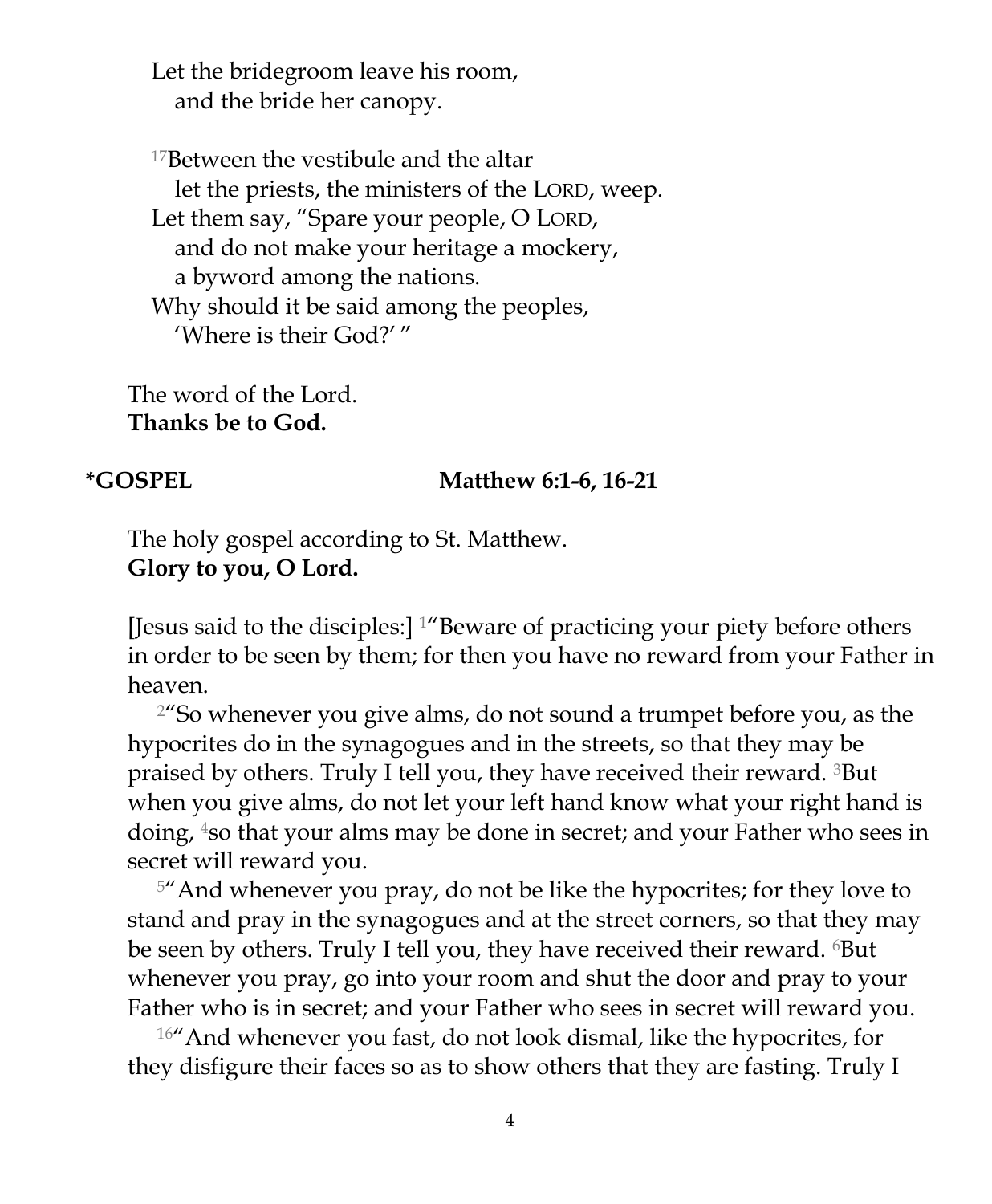Let the bridegroom leave his room,
  and the bride her canopy.

[17]Between the vestibule and the altar
  let the priests, the ministers of the LORD, weep.
Let them say, "Spare your people, O LORD,
  and do not make your heritage a mockery,
  a byword among the nations.
Why should it be said among the peoples,
  'Where is their God?' "

The word of the Lord.
**Thanks be to God.**

**\*GOSPEL** **Matthew 6:1-6, 16-21**

The holy gospel according to St. Matthew.
**Glory to you, O Lord.**

[Jesus said to the disciples:] [1]"Beware of practicing your piety before others in order to be seen by them; for then you have no reward from your Father in heaven.

[2]"So whenever you give alms, do not sound a trumpet before you, as the hypocrites do in the synagogues and in the streets, so that they may be praised by others. Truly I tell you, they have received their reward. [3]But when you give alms, do not let your left hand know what your right hand is doing, [4]so that your alms may be done in secret; and your Father who sees in secret will reward you.

[5]"And whenever you pray, do not be like the hypocrites; for they love to stand and pray in the synagogues and at the street corners, so that they may be seen by others. Truly I tell you, they have received their reward. [6]But whenever you pray, go into your room and shut the door and pray to your Father who is in secret; and your Father who sees in secret will reward you.

[16]"And whenever you fast, do not look dismal, like the hypocrites, for they disfigure their faces so as to show others that they are fasting. Truly I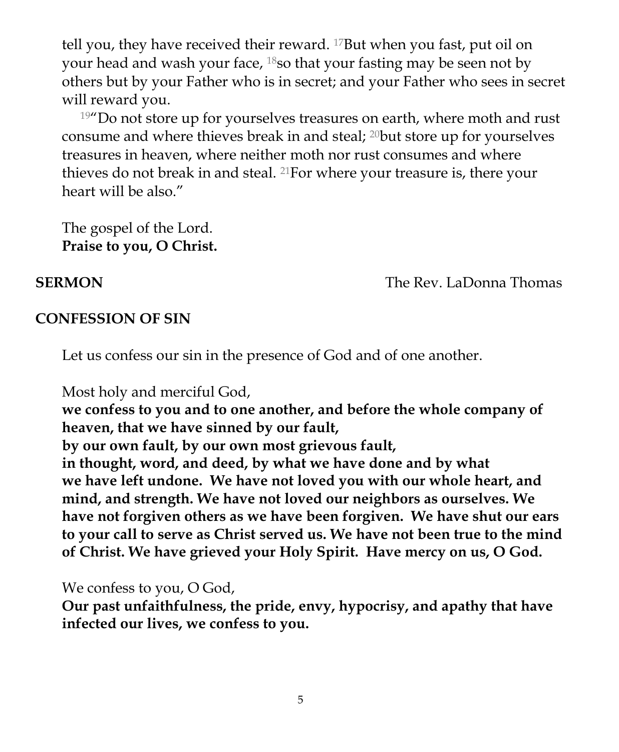tell you, they have received their reward. [17]But when you fast, put oil on your head and wash your face, [18]so that your fasting may be seen not by others but by your Father who is in secret; and your Father who sees in secret will reward you.

[19]"Do not store up for yourselves treasures on earth, where moth and rust consume and where thieves break in and steal; [20]but store up for yourselves treasures in heaven, where neither moth nor rust consumes and where thieves do not break in and steal. [21]For where your treasure is, there your heart will be also."

The gospel of the Lord.
**Praise to you, O Christ.**

**SERMON** The Rev. LaDonna Thomas

**CONFESSION OF SIN**

Let us confess our sin in the presence of God and of one another.

Most holy and merciful God,
**we confess to you and to one another, and before the whole company of heaven, that we have sinned by our fault,**
**by our own fault, by our own most grievous fault,**
**in thought, word, and deed, by what we have done and by what we have left undone. We have not loved you with our whole heart, and mind, and strength. We have not loved our neighbors as ourselves. We have not forgiven others as we have been forgiven. We have shut our ears to your call to serve as Christ served us. We have not been true to the mind of Christ. We have grieved your Holy Spirit. Have mercy on us, O God.**

We confess to you, O God,
**Our past unfaithfulness, the pride, envy, hypocrisy, and apathy that have infected our lives, we confess to you.**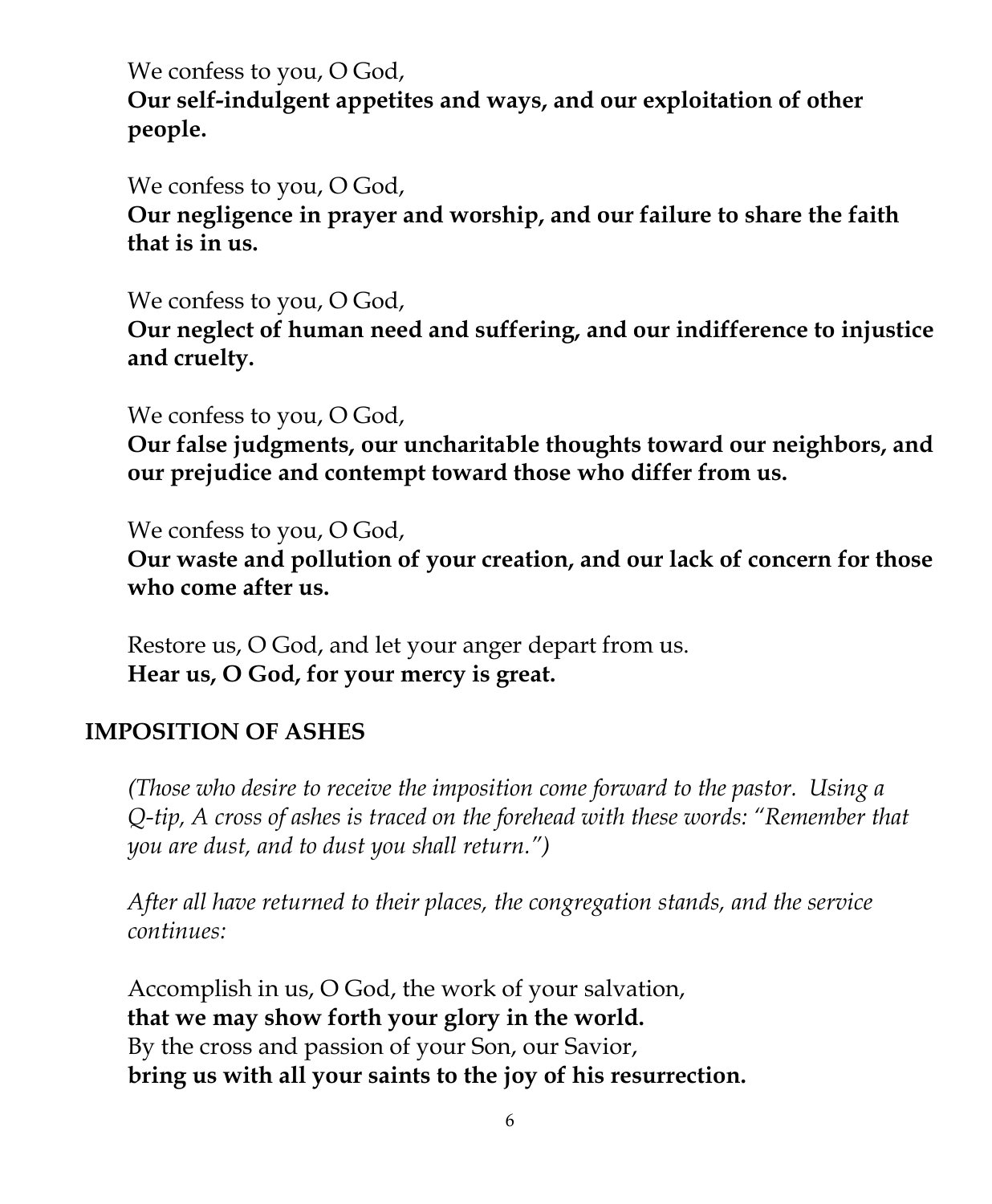We confess to you, O God,
**Our self-indulgent appetites and ways, and our exploitation of other people.**

We confess to you, O God,
**Our negligence in prayer and worship, and our failure to share the faith that is in us.**

We confess to you, O God,
**Our neglect of human need and suffering, and our indifference to injustice and cruelty.**

We confess to you, O God,
**Our false judgments, our uncharitable thoughts toward our neighbors, and our prejudice and contempt toward those who differ from us.**

We confess to you, O God,
**Our waste and pollution of your creation, and our lack of concern for those who come after us.**

Restore us, O God, and let your anger depart from us.
**Hear us, O God, for your mercy is great.**

## IMPOSITION OF ASHES

*(Those who desire to receive the imposition come forward to the pastor. Using a Q-tip, A cross of ashes is traced on the forehead with these words: "Remember that you are dust, and to dust you shall return.")*

*After all have returned to their places, the congregation stands, and the service continues:*

Accomplish in us, O God, the work of your salvation,
**that we may show forth your glory in the world.**
By the cross and passion of your Son, our Savior,
**bring us with all your saints to the joy of his resurrection.**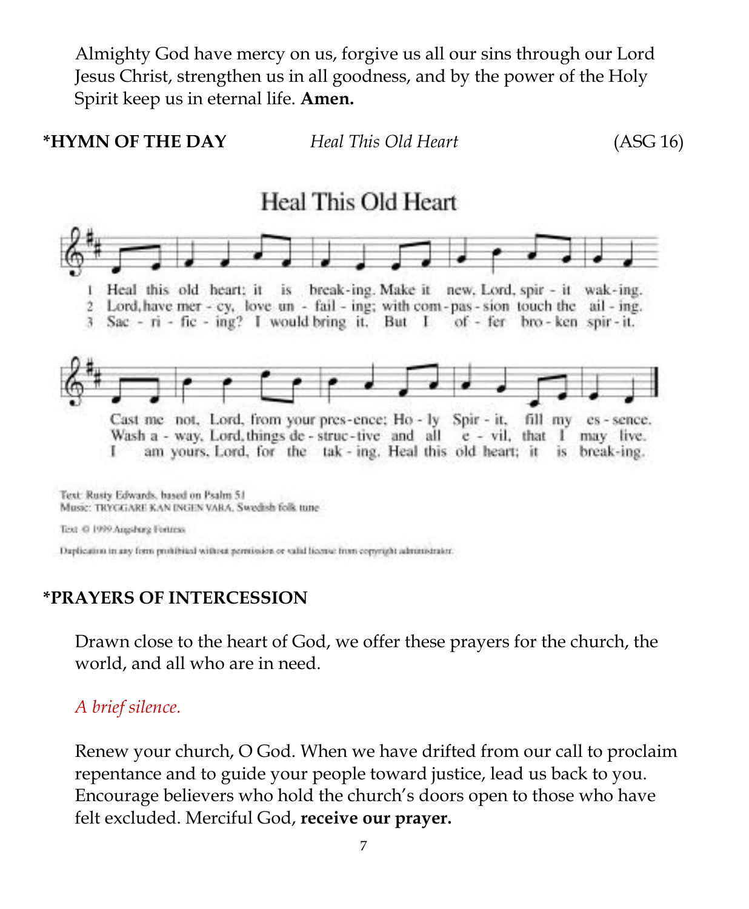Almighty God have mercy on us, forgive us all our sins through our Lord Jesus Christ, strengthen us in all goodness, and by the power of the Holy Spirit keep us in eternal life. **Amen.**

**\*HYMN OF THE DAY** *Heal This Old Heart* (ASG 16)

Heal This Old Heart

1 Heal this old heart; it is break-ing. Make it new, Lord, spir - it wak-ing. Cast me not, Lord, from your pres-ence; Ho - ly Spir - it, fill my es - sence.

2 Lord, have mer - cy, love un - fail - ing; with com-pas-sion touch the ail - ing. Wash a - way, Lord, things de - struc - tive and all e - vil, that I may live.

3 Sac - ri - fic - ing? I would bring it. But I of - fer bro - ken spir - it. I am yours, Lord, for the tak - ing. Heal this old heart; it is break-ing.

Text: Rusty Edwards, based on Psalm 51
Music: TRYGGARE KAN INGEN VARA, Swedish folk tune

Text © 1999 Augsburg Fortress

Duplication in any form prohibited without permission or valid license from copyright administrator.

**\*PRAYERS OF INTERCESSION**

Drawn close to the heart of God, we offer these prayers for the church, the world, and all who are in need.

*A brief silence.*

Renew your church, O God. When we have drifted from our call to proclaim repentance and to guide your people toward justice, lead us back to you. Encourage believers who hold the church's doors open to those who have felt excluded. Merciful God, **receive our prayer.**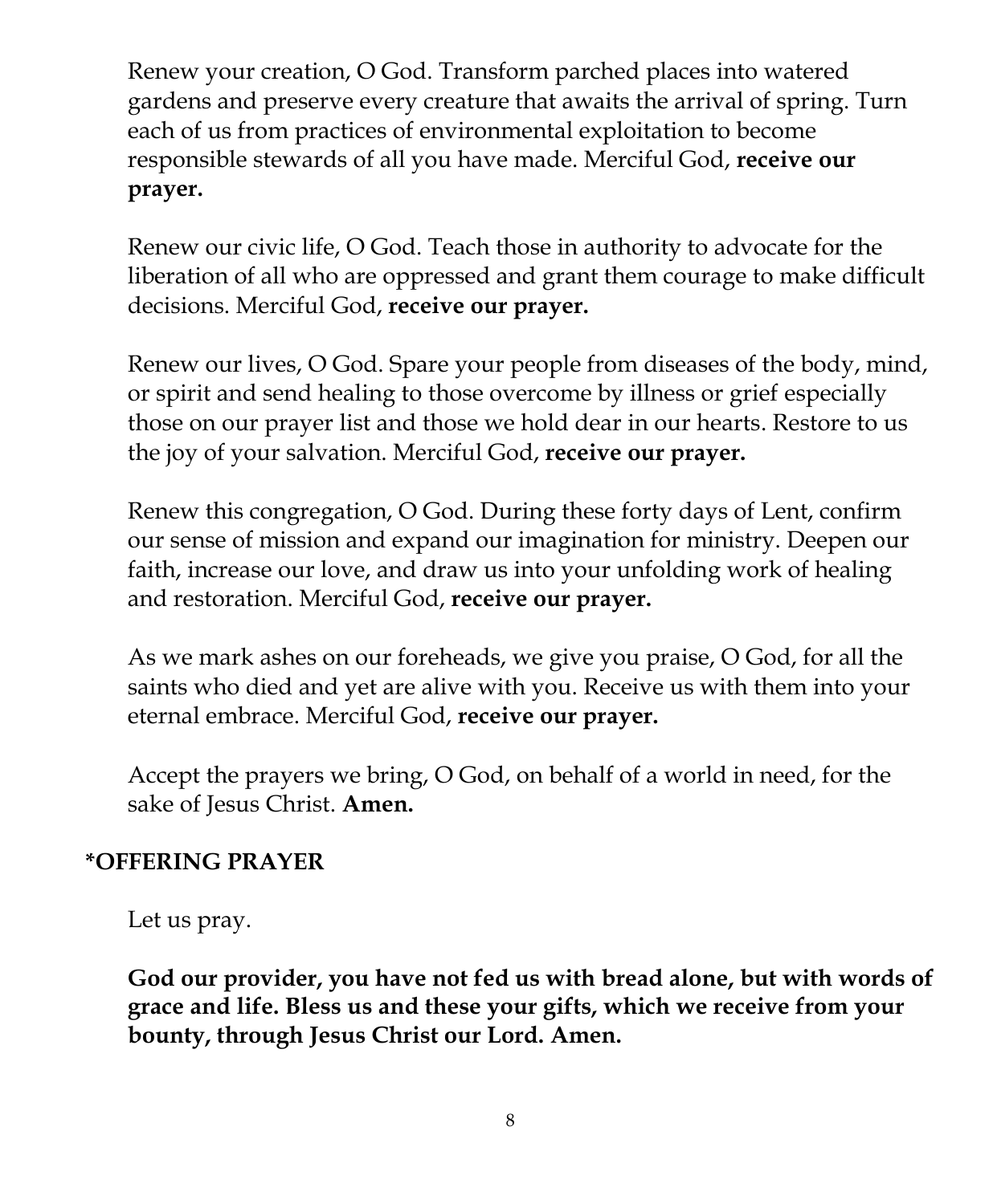Renew your creation, O God. Transform parched places into watered gardens and preserve every creature that awaits the arrival of spring. Turn each of us from practices of environmental exploitation to become responsible stewards of all you have made. Merciful God, **receive our prayer.**

Renew our civic life, O God. Teach those in authority to advocate for the liberation of all who are oppressed and grant them courage to make difficult decisions. Merciful God, **receive our prayer.**

Renew our lives, O God. Spare your people from diseases of the body, mind, or spirit and send healing to those overcome by illness or grief especially those on our prayer list and those we hold dear in our hearts. Restore to us the joy of your salvation. Merciful God, **receive our prayer.**

Renew this congregation, O God. During these forty days of Lent, confirm our sense of mission and expand our imagination for ministry. Deepen our faith, increase our love, and draw us into your unfolding work of healing and restoration. Merciful God, **receive our prayer.**

As we mark ashes on our foreheads, we give you praise, O God, for all the saints who died and yet are alive with you. Receive us with them into your eternal embrace. Merciful God, **receive our prayer.**

Accept the prayers we bring, O God, on behalf of a world in need, for the sake of Jesus Christ. **Amen.**

**\*OFFERING PRAYER**

Let us pray.

**God our provider, you have not fed us with bread alone, but with words of grace and life. Bless us and these your gifts, which we receive from your bounty, through Jesus Christ our Lord. Amen.**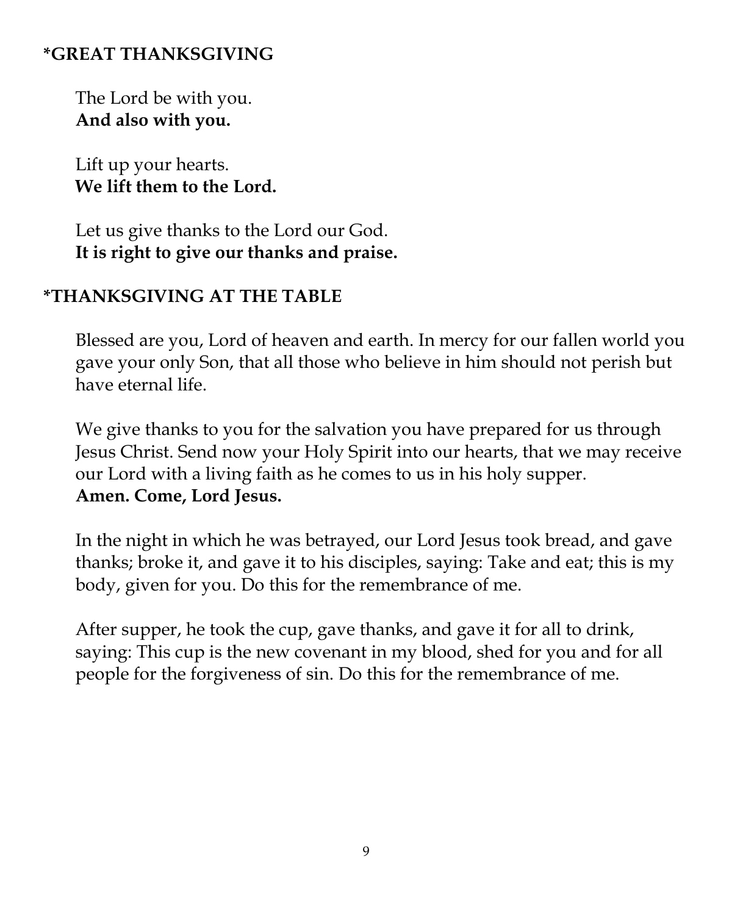## *GREAT THANKSGIVING

The Lord be with you.
**And also with you.**

Lift up your hearts.
**We lift them to the Lord.**

Let us give thanks to the Lord our God.
**It is right to give our thanks and praise.**

## *THANKSGIVING AT THE TABLE

Blessed are you, Lord of heaven and earth. In mercy for our fallen world you gave your only Son, that all those who believe in him should not perish but have eternal life.

We give thanks to you for the salvation you have prepared for us through Jesus Christ. Send now your Holy Spirit into our hearts, that we may receive our Lord with a living faith as he comes to us in his holy supper.
**Amen. Come, Lord Jesus.**

In the night in which he was betrayed, our Lord Jesus took bread, and gave thanks; broke it, and gave it to his disciples, saying: Take and eat; this is my body, given for you. Do this for the remembrance of me.

After supper, he took the cup, gave thanks, and gave it for all to drink, saying: This cup is the new covenant in my blood, shed for you and for all people for the forgiveness of sin. Do this for the remembrance of me.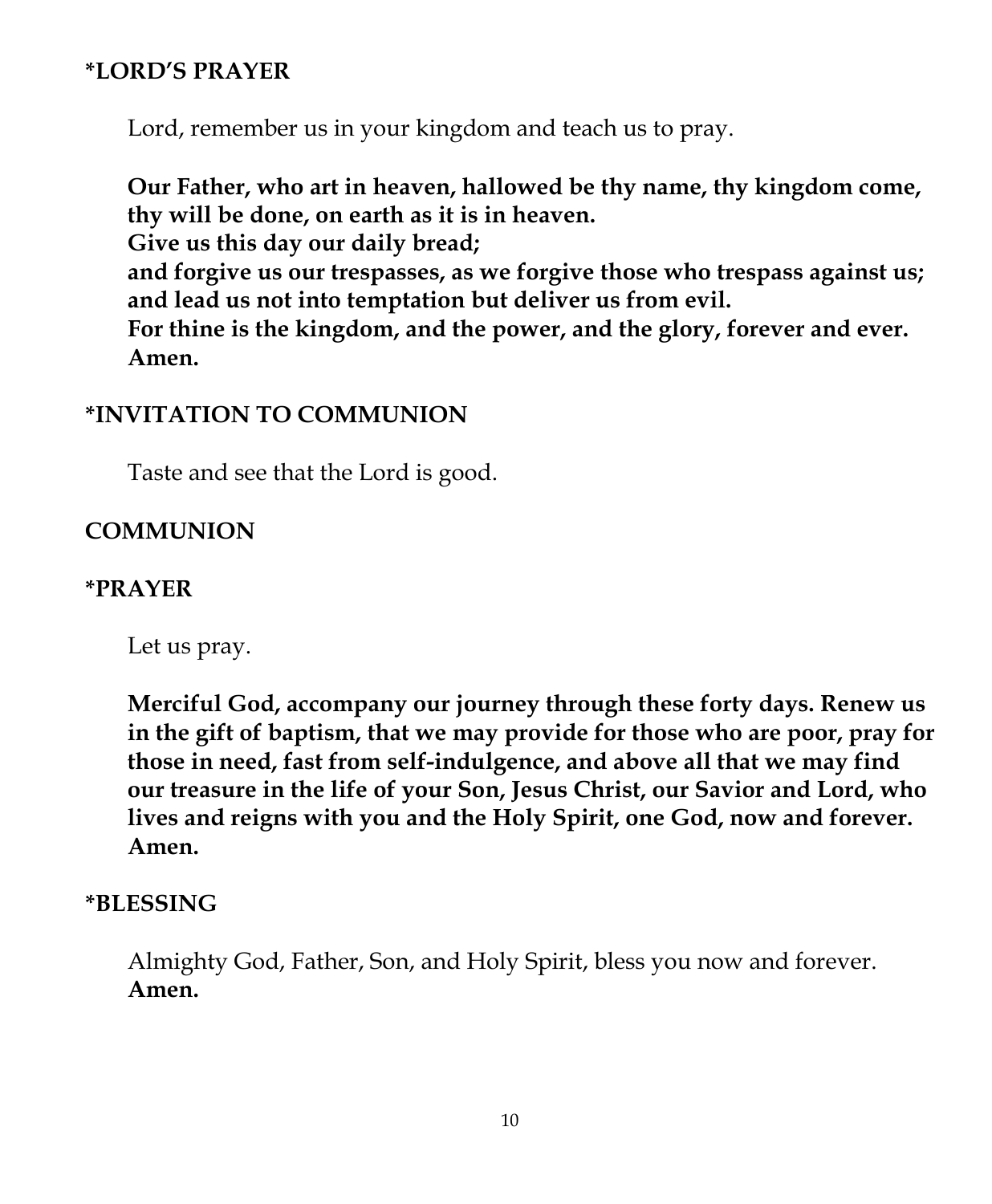**\*LORD'S PRAYER**

Lord, remember us in your kingdom and teach us to pray.

**Our Father, who art in heaven, hallowed be thy name, thy kingdom come, thy will be done, on earth as it is in heaven.**
**Give us this day our daily bread;**
**and forgive us our trespasses, as we forgive those who trespass against us; and lead us not into temptation but deliver us from evil.**
**For thine is the kingdom, and the power, and the glory, forever and ever. Amen.**

**\*INVITATION TO COMMUNION**

Taste and see that the Lord is good.

**COMMUNION**

**\*PRAYER**

Let us pray.

**Merciful God, accompany our journey through these forty days. Renew us in the gift of baptism, that we may provide for those who are poor, pray for those in need, fast from self-indulgence, and above all that we may find our treasure in the life of your Son, Jesus Christ, our Savior and Lord, who lives and reigns with you and the Holy Spirit, one God, now and forever. Amen.**

**\*BLESSING**

Almighty God, Father, Son, and Holy Spirit, bless you now and forever.
**Amen.**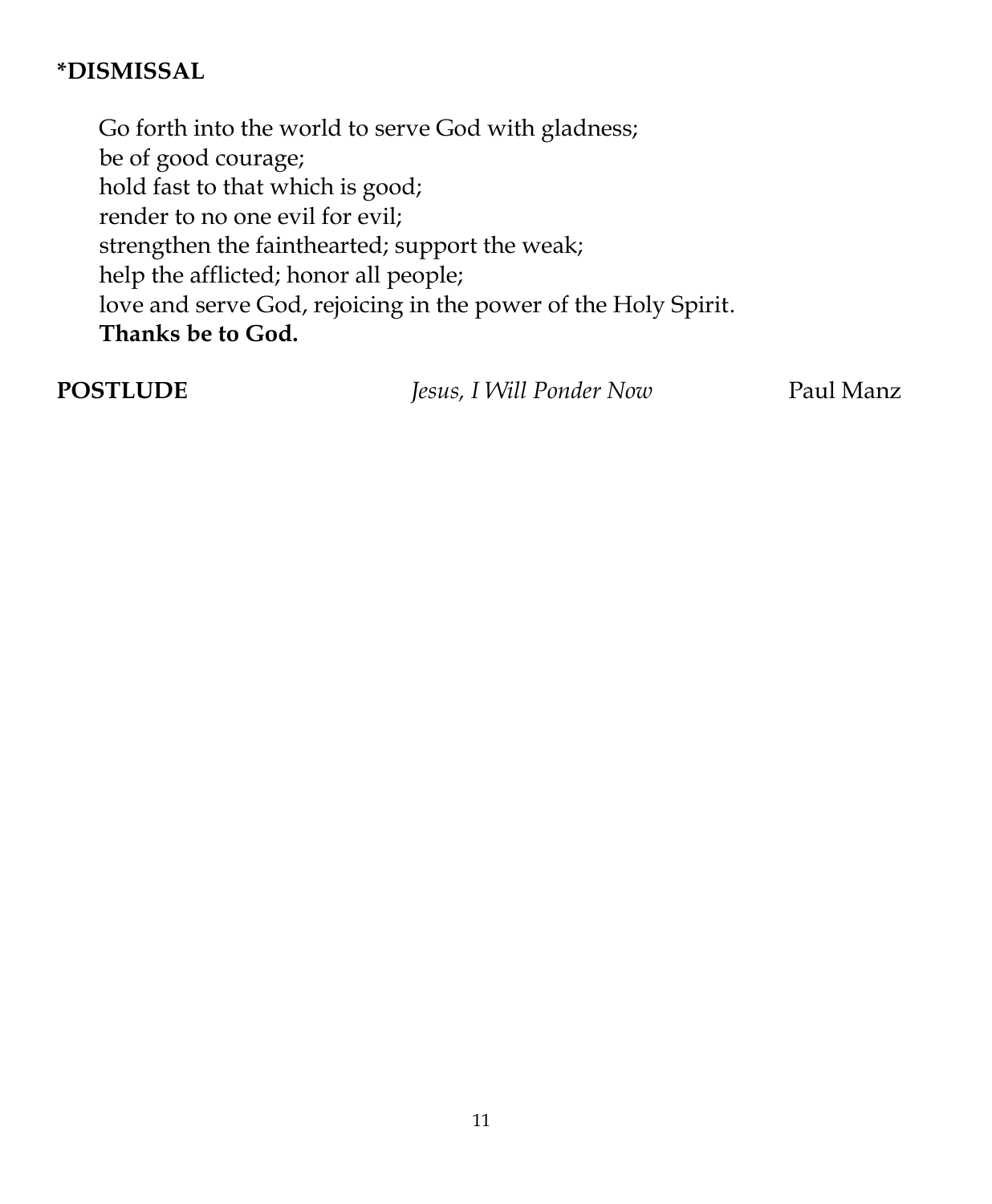**\*DISMISSAL**

Go forth into the world to serve God with gladness;
be of good courage;
hold fast to that which is good;
render to no one evil for evil;
strengthen the fainthearted; support the weak;
help the afflicted; honor all people;
love and serve God, rejoicing in the power of the Holy Spirit.
**Thanks be to God.**

**POSTLUDE** *Jesus, I Will Ponder Now* Paul Manz